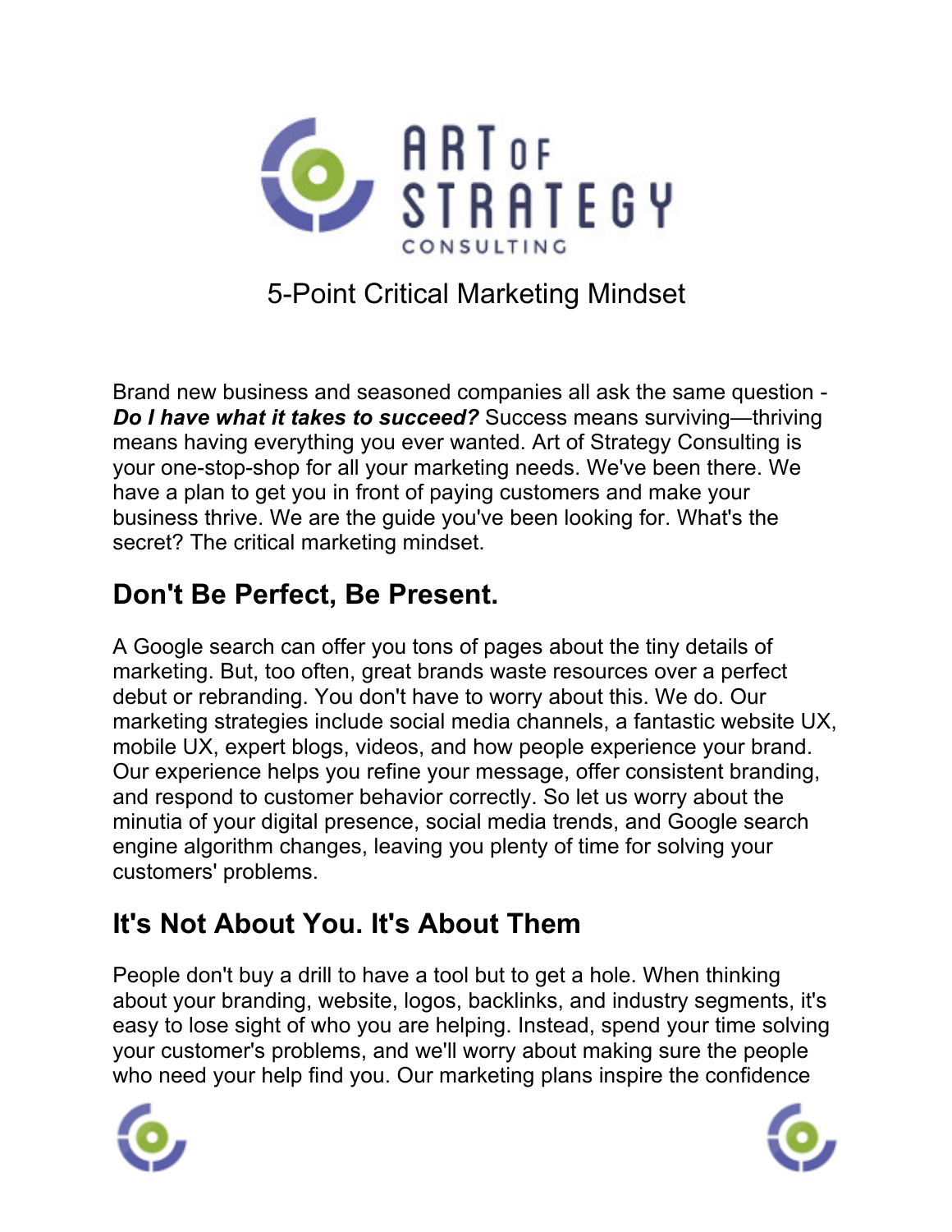# ART OF STRATEGY CONSULTING

5-Point Critical Marketing Mindset

Brand new business and seasoned companies all ask the same question - ***Do I have what it takes to succeed?*** Success means surviving—thriving means having everything you ever wanted. Art of Strategy Consulting is your one-stop-shop for all your marketing needs. We've been there. We have a plan to get you in front of paying customers and make your business thrive. We are the guide you've been looking for. What's the secret? The critical marketing mindset.

## Don't Be Perfect, Be Present.

A Google search can offer you tons of pages about the tiny details of marketing. But, too often, great brands waste resources over a perfect debut or rebranding. You don't have to worry about this. We do. Our marketing strategies include social media channels, a fantastic website UX, mobile UX, expert blogs, videos, and how people experience your brand. Our experience helps you refine your message, offer consistent branding, and respond to customer behavior correctly. So let us worry about the minutia of your digital presence, social media trends, and Google search engine algorithm changes, leaving you plenty of time for solving your customers' problems.

## It's Not About You. It's About Them

People don't buy a drill to have a tool but to get a hole. When thinking about your branding, website, logos, backlinks, and industry segments, it's easy to lose sight of who you are helping. Instead, spend your time solving your customer's problems, and we'll worry about making sure the people who need your help find you. Our marketing plans inspire the confidence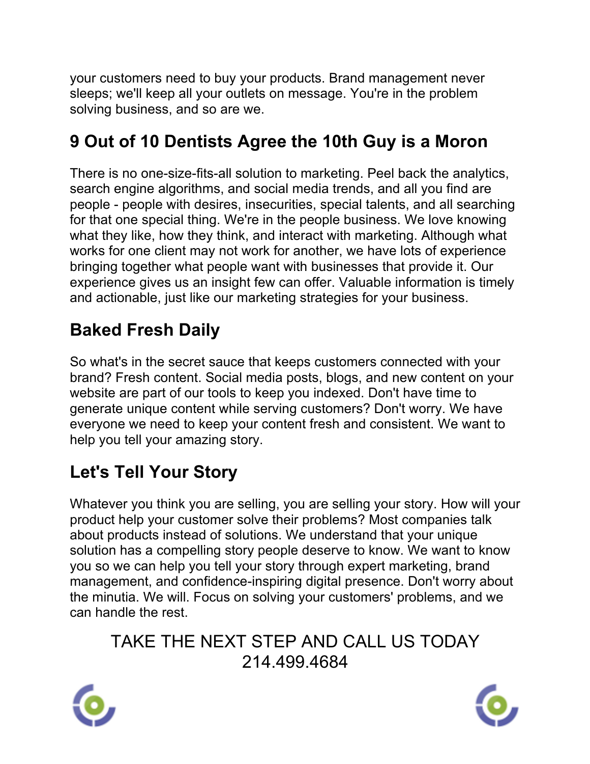your customers need to buy your products. Brand management never sleeps; we'll keep all your outlets on message. You're in the problem solving business, and so are we.

## 9 Out of 10 Dentists Agree the 10th Guy is a Moron

There is no one-size-fits-all solution to marketing. Peel back the analytics, search engine algorithms, and social media trends, and all you find are people - people with desires, insecurities, special talents, and all searching for that one special thing. We're in the people business. We love knowing what they like, how they think, and interact with marketing. Although what works for one client may not work for another, we have lots of experience bringing together what people want with businesses that provide it. Our experience gives us an insight few can offer. Valuable information is timely and actionable, just like our marketing strategies for your business.

## Baked Fresh Daily

So what's in the secret sauce that keeps customers connected with your brand? Fresh content. Social media posts, blogs, and new content on your website are part of our tools to keep you indexed. Don't have time to generate unique content while serving customers? Don't worry. We have everyone we need to keep your content fresh and consistent. We want to help you tell your amazing story.

## Let's Tell Your Story

Whatever you think you are selling, you are selling your story. How will your product help your customer solve their problems? Most companies talk about products instead of solutions. We understand that your unique solution has a compelling story people deserve to know. We want to know you so we can help you tell your story through expert marketing, brand management, and confidence-inspiring digital presence. Don't worry about the minutia. We will. Focus on solving your customers' problems, and we can handle the rest.

TAKE THE NEXT STEP AND CALL US TODAY
214.499.4684